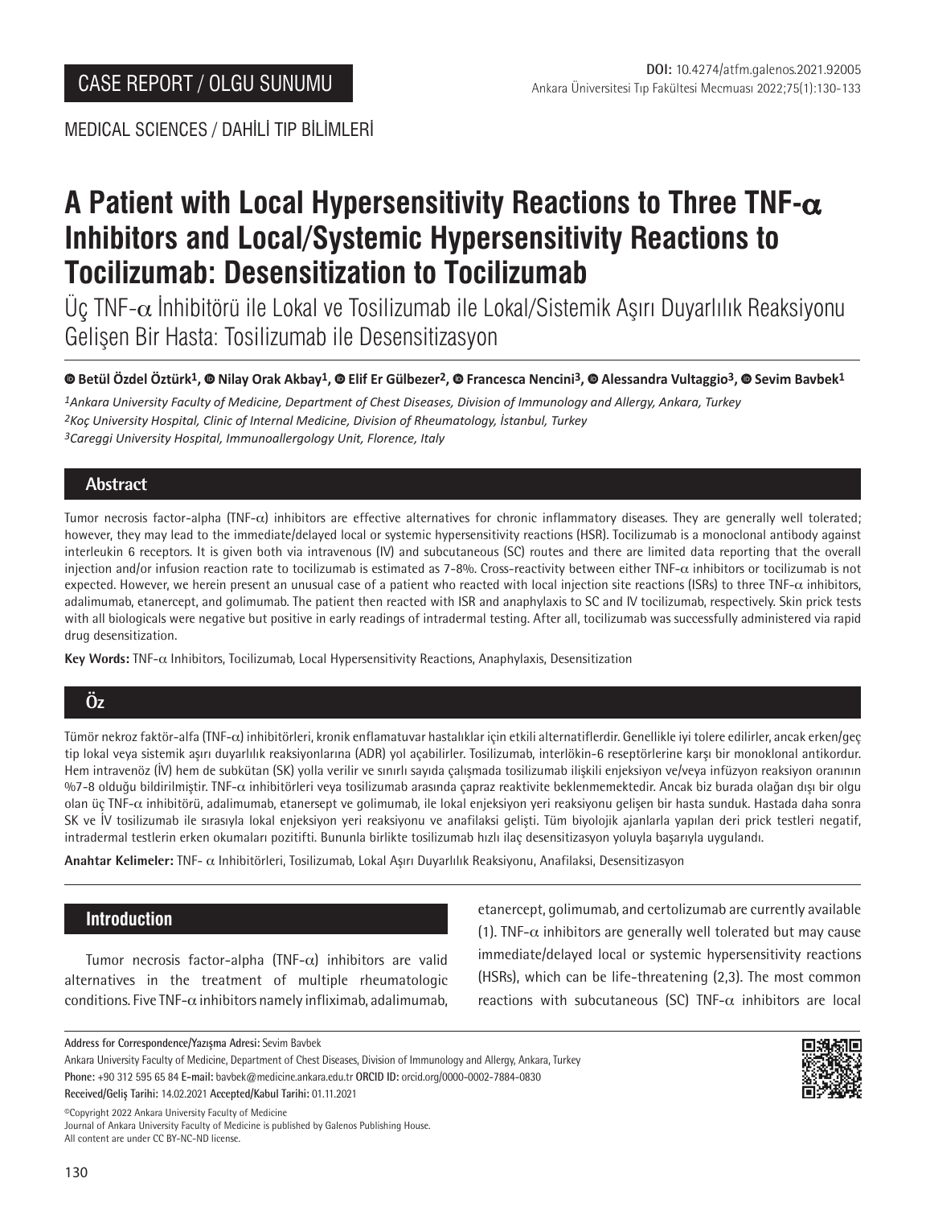CASE REPORT / OLGU SUNUMU

DOI: 10.4274/atfm.galenos.2021.92005

MEDICAL SCIENCES / DAHİLİ TIP BİLİMLERİ

# A Patient with Local Hypersensitivity Reactions to Three TNF-α Inhibitors and Local/Systemic Hypersensitivity Reactions to Tocilizumab: Desensitization to Tocilizumab

Üç TNF-α İnhibitörü ile Lokal ve Tosilizumab ile Lokal/Sistemik Aşırı Duyarlılık Reaksiyonu Gelişen Bir Hasta: Tosilizumab ile Desensitizasyon

**Betül Özdel Öztürk[1], Nilay Orak Akbay[1], Elif Er Gülbezer[2], Francesca Nencini[3], Alessandra Vultaggio[3], Sevim Bavbek[1]**

*[1]Ankara University Faculty of Medicine, Department of Chest Diseases, Division of Immunology and Allergy, Ankara, Turkey*
*[2]Koç University Hospital, Clinic of Internal Medicine, Division of Rheumatology, İstanbul, Turkey*
*[3]Careggi University Hospital, Immunoallergology Unit, Florence, Italy*

## Abstract

Tumor necrosis factor-alpha (TNF-α) inhibitors are effective alternatives for chronic inflammatory diseases. They are generally well tolerated; however, they may lead to the immediate/delayed local or systemic hypersensitivity reactions (HSR). Tocilizumab is a monoclonal antibody against interleukin 6 receptors. It is given both via intravenous (IV) and subcutaneous (SC) routes and there are limited data reporting that the overall injection and/or infusion reaction rate to tocilizumab is estimated as 7-8%. Cross-reactivity between either TNF-α inhibitors or tocilizumab is not expected. However, we herein present an unusual case of a patient who reacted with local injection site reactions (ISRs) to three TNF-α inhibitors, adalimumab, etanercept, and golimumab. The patient then reacted with ISR and anaphylaxis to SC and IV tocilizumab, respectively. Skin prick tests with all biologicals were negative but positive in early readings of intradermal testing. After all, tocilizumab was successfully administered via rapid drug desensitization.

**Key Words:** TNF-α Inhibitors, Tocilizumab, Local Hypersensitivity Reactions, Anaphylaxis, Desensitization

## Öz

Tümör nekroz faktör-alfa (TNF-α) inhibitörleri, kronik enflamatuvar hastalıklar için etkili alternatiflerdir. Genellikle iyi tolere edilirler, ancak erken/geç tip lokal veya sistemik aşırı duyarlılık reaksiyonlarına (ADR) yol açabilirler. Tosilizumab, interlökin-6 reseptörlerine karşı bir monoklonal antikordur. Hem intravenöz (İV) hem de subkütan (SK) yolla verilir ve sınırlı sayıda çalışmada tosilizumab ilişkili enjeksiyon ve/veya infüzyon reaksiyon oranının %7-8 olduğu bildirilmiştir. TNF-α inhibitörleri veya tosilizumab arasında çapraz reaktivite beklenmemektedir. Ancak biz burada olağan dışı bir olgu olan üç TNF-α inhibitörü, adalimumab, etanersept ve golimumab, ile lokal enjeksiyon yeri reaksiyonu gelişen bir hasta sunduk. Hastada daha sonra SK ve İV tosilizumab ile sırasıyla lokal enjeksiyon yeri reaksiyonu ve anafilaksi gelişti. Tüm biyolojik ajanlarla yapılan deri prick testleri negatif, intradermal testlerin erken okumaları pozitifti. Bununla birlikte tosilizumab hızlı ilaç desensitizasyon yoluyla başarıyla uygulandı.

**Anahtar Kelimeler:** TNF- α Inhibitörleri, Tosilizumab, Lokal Aşırı Duyarlılık Reaksiyonu, Anafilaksi, Desensitizasyon

## Introduction

Tumor necrosis factor-alpha (TNF-α) inhibitors are valid alternatives in the treatment of multiple rheumatologic conditions. Five TNF-α inhibitors namely infliximab, adalimumab, etanercept, golimumab, and certolizumab are currently available (1). TNF-α inhibitors are generally well tolerated but may cause immediate/delayed local or systemic hypersensitivity reactions (HSRs), which can be life-threatening (2,3). The most common reactions with subcutaneous (SC) TNF-α inhibitors are local

**Address for Correspondence/Yazışma Adresi:** Sevim Bavbek
Ankara University Faculty of Medicine, Department of Chest Diseases, Division of Immunology and Allergy, Ankara, Turkey
**Phone:** +90 312 595 65 84 **E-mail:** bavbek@medicine.ankara.edu.tr **ORCID ID:** orcid.org/0000-0002-7884-0830
**Received/Geliş Tarihi:** 14.02.2021 **Accepted/Kabul Tarihi:** 01.11.2021

©Copyright 2022 Ankara University Faculty of Medicine
Journal of Ankara University Faculty of Medicine is published by Galenos Publishing House.
All content are under CC BY-NC-ND license.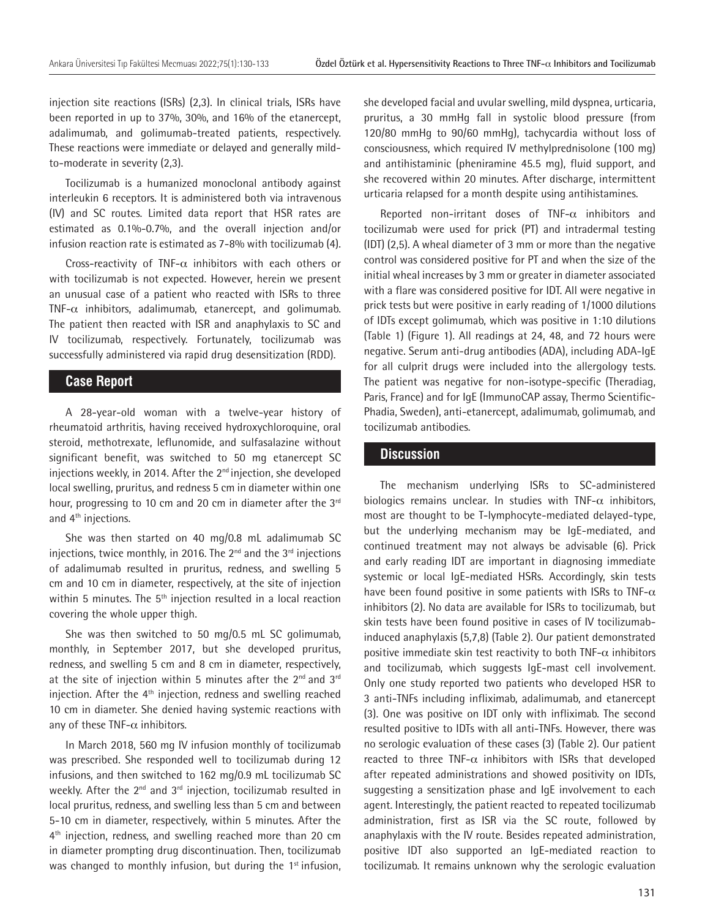injection site reactions (ISRs) (2,3). In clinical trials, ISRs have been reported in up to 37%, 30%, and 16% of the etanercept, adalimumab, and golimumab-treated patients, respectively. These reactions were immediate or delayed and generally mild-to-moderate in severity (2,3).

Tocilizumab is a humanized monoclonal antibody against interleukin 6 receptors. It is administered both via intravenous (IV) and SC routes. Limited data report that HSR rates are estimated as 0.1%-0.7%, and the overall injection and/or infusion reaction rate is estimated as 7-8% with tocilizumab (4).

Cross-reactivity of TNF-α inhibitors with each others or with tocilizumab is not expected. However, herein we present an unusual case of a patient who reacted with ISRs to three TNF-α inhibitors, adalimumab, etanercept, and golimumab. The patient then reacted with ISR and anaphylaxis to SC and IV tocilizumab, respectively. Fortunately, tocilizumab was successfully administered via rapid drug desensitization (RDD).

## Case Report

A 28-year-old woman with a twelve-year history of rheumatoid arthritis, having received hydroxychloroquine, oral steroid, methotrexate, leflunomide, and sulfasalazine without significant benefit, was switched to 50 mg etanercept SC injections weekly, in 2014. After the 2nd injection, she developed local swelling, pruritus, and redness 5 cm in diameter within one hour, progressing to 10 cm and 20 cm in diameter after the 3rd and 4th injections.

She was then started on 40 mg/0.8 mL adalimumab SC injections, twice monthly, in 2016. The 2nd and the 3rd injections of adalimumab resulted in pruritus, redness, and swelling 5 cm and 10 cm in diameter, respectively, at the site of injection within 5 minutes. The 5th injection resulted in a local reaction covering the whole upper thigh.

She was then switched to 50 mg/0.5 mL SC golimumab, monthly, in September 2017, but she developed pruritus, redness, and swelling 5 cm and 8 cm in diameter, respectively, at the site of injection within 5 minutes after the 2nd and 3rd injection. After the 4th injection, redness and swelling reached 10 cm in diameter. She denied having systemic reactions with any of these TNF-α inhibitors.

In March 2018, 560 mg IV infusion monthly of tocilizumab was prescribed. She responded well to tocilizumab during 12 infusions, and then switched to 162 mg/0.9 mL tocilizumab SC weekly. After the 2nd and 3rd injection, tocilizumab resulted in local pruritus, redness, and swelling less than 5 cm and between 5-10 cm in diameter, respectively, within 5 minutes. After the 4th injection, redness, and swelling reached more than 20 cm in diameter prompting drug discontinuation. Then, tocilizumab was changed to monthly infusion, but during the 1st infusion, she developed facial and uvular swelling, mild dyspnea, urticaria, pruritus, a 30 mmHg fall in systolic blood pressure (from 120/80 mmHg to 90/60 mmHg), tachycardia without loss of consciousness, which required IV methylprednisolone (100 mg) and antihistaminic (pheniramine 45.5 mg), fluid support, and she recovered within 20 minutes. After discharge, intermittent urticaria relapsed for a month despite using antihistamines.

Reported non-irritant doses of TNF-α inhibitors and tocilizumab were used for prick (PT) and intradermal testing (IDT) (2,5). A wheal diameter of 3 mm or more than the negative control was considered positive for PT and when the size of the initial wheal increases by 3 mm or greater in diameter associated with a flare was considered positive for IDT. All were negative in prick tests but were positive in early reading of 1/1000 dilutions of IDTs except golimumab, which was positive in 1:10 dilutions (Table 1) (Figure 1). All readings at 24, 48, and 72 hours were negative. Serum anti-drug antibodies (ADA), including ADA-IgE for all culprit drugs were included into the allergology tests. The patient was negative for non-isotype-specific (Theradiag, Paris, France) and for IgE (ImmunoCAP assay, Thermo Scientific-Phadia, Sweden), anti-etanercept, adalimumab, golimumab, and tocilizumab antibodies.

## Discussion

The mechanism underlying ISRs to SC-administered biologics remains unclear. In studies with TNF-α inhibitors, most are thought to be T-lymphocyte-mediated delayed-type, but the underlying mechanism may be IgE-mediated, and continued treatment may not always be advisable (6). Prick and early reading IDT are important in diagnosing immediate systemic or local IgE-mediated HSRs. Accordingly, skin tests have been found positive in some patients with ISRs to TNF-α inhibitors (2). No data are available for ISRs to tocilizumab, but skin tests have been found positive in cases of IV tocilizumab-induced anaphylaxis (5,7,8) (Table 2). Our patient demonstrated positive immediate skin test reactivity to both TNF-α inhibitors and tocilizumab, which suggests IgE-mast cell involvement. Only one study reported two patients who developed HSR to 3 anti-TNFs including infliximab, adalimumab, and etanercept (3). One was positive on IDT only with infliximab. The second resulted positive to IDTs with all anti-TNFs. However, there was no serologic evaluation of these cases (3) (Table 2). Our patient reacted to three TNF-α inhibitors with ISRs that developed after repeated administrations and showed positivity on IDTs, suggesting a sensitization phase and IgE involvement to each agent. Interestingly, the patient reacted to repeated tocilizumab administration, first as ISR via the SC route, followed by anaphylaxis with the IV route. Besides repeated administration, positive IDT also supported an IgE-mediated reaction to tocilizumab. It remains unknown why the serologic evaluation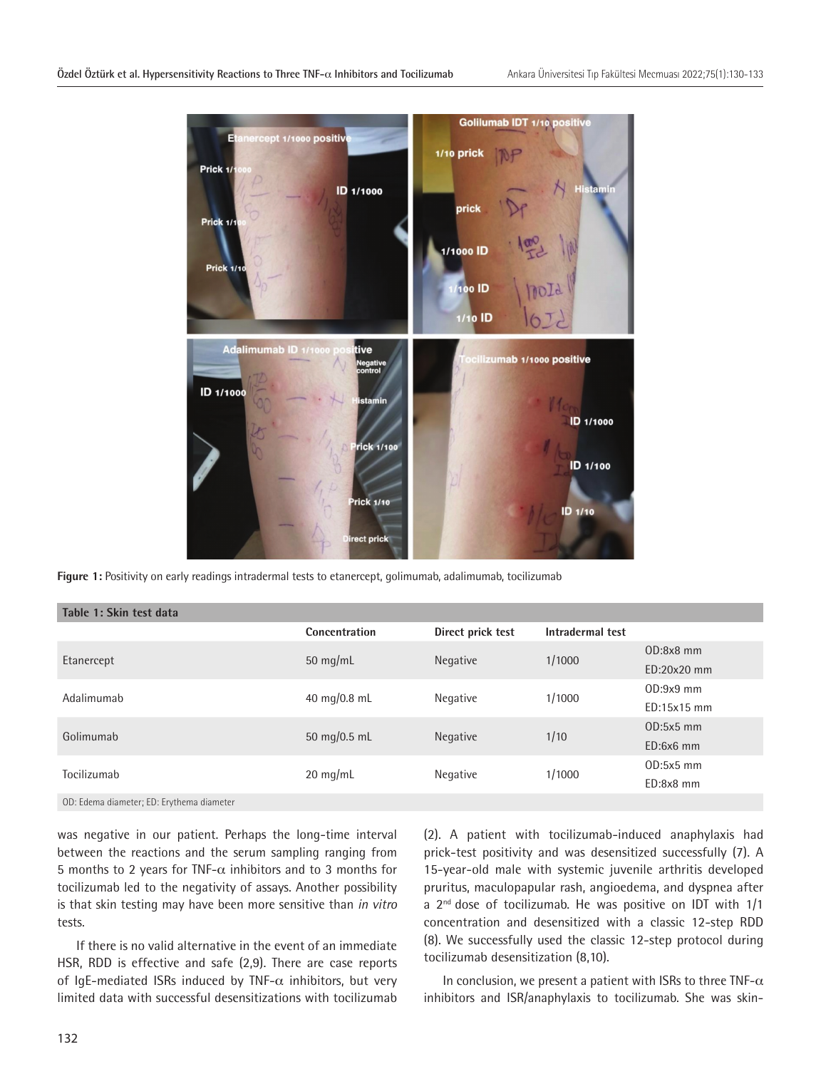Figure 1: Positivity on early readings intradermal tests to etanercept, golimumab, adalimumab, tocilizumab

**Table 1: Skin test data**

| | Concentration | Direct prick test | Intradermal test | |
|---|---|---|---|---|
| Etanercept | 50 mg/mL | Negative | 1/1000 | OD:8x8 mm<br>ED:20x20 mm |
| Adalimumab | 40 mg/0.8 mL | Negative | 1/1000 | OD:9x9 mm<br>ED:15x15 mm |
| Golimumab | 50 mg/0.5 mL | Negative | 1/10 | OD:5x5 mm<br>ED:6x6 mm |
| Tocilizumab | 20 mg/mL | Negative | 1/1000 | OD:5x5 mm<br>ED:8x8 mm |

OD: Edema diameter; ED: Erythema diameter

was negative in our patient. Perhaps the long-time interval between the reactions and the serum sampling ranging from 5 months to 2 years for TNF-α inhibitors and to 3 months for tocilizumab led to the negativity of assays. Another possibility is that skin testing may have been more sensitive than *in vitro* tests.

If there is no valid alternative in the event of an immediate HSR, RDD is effective and safe (2,9). There are case reports of IgE-mediated ISRs induced by TNF-α inhibitors, but very limited data with successful desensitizations with tocilizumab (2). A patient with tocilizumab-induced anaphylaxis had prick-test positivity and was desensitized successfully (7). A 15-year-old male with systemic juvenile arthritis developed pruritus, maculopapular rash, angioedema, and dyspnea after a 2nd dose of tocilizumab. He was positive on IDT with 1/1 concentration and desensitized with a classic 12-step RDD (8). We successfully used the classic 12-step protocol during tocilizumab desensitization (8,10).

In conclusion, we present a patient with ISRs to three TNF-α inhibitors and ISR/anaphylaxis to tocilizumab. She was skin-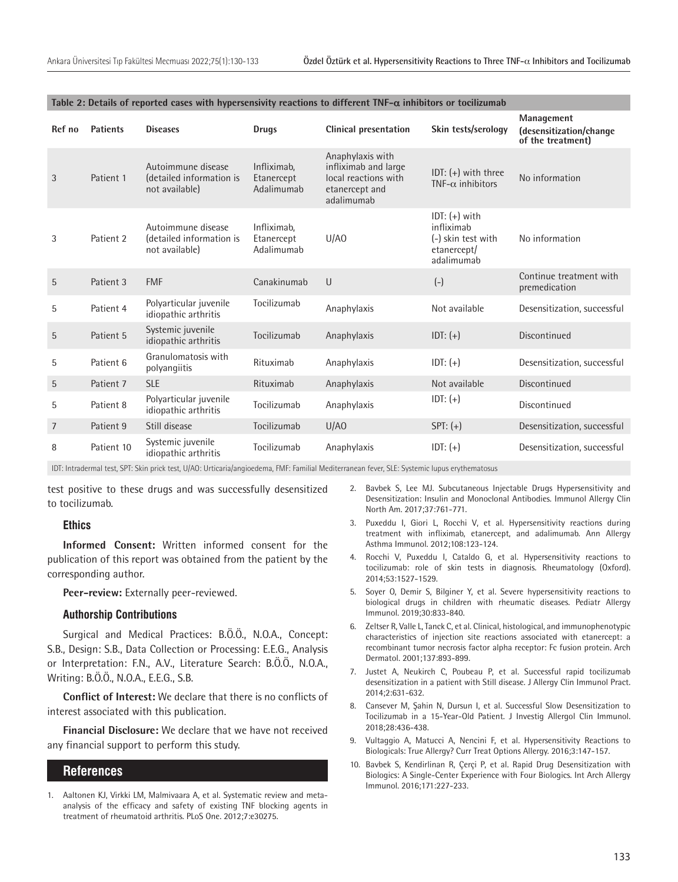**Table 2: Details of reported cases with hypersensitivity reactions to different TNF-α inhibitors or tocilizumab**

| Ref no | Patients | Diseases | Drugs | Clinical presentation | Skin tests/serology | Management (desensitization/change of the treatment) |
|---|---|---|---|---|---|---|
| 3 | Patient 1 | Autoimmune disease (detailed information is not available) | Infliximab, Etanercept Adalimumab | Anaphylaxis with infliximab and large local reactions with etanercept and adalimumab | IDT: (+) with three TNF-α inhibitors | No information |
| 3 | Patient 2 | Autoimmune disease (detailed information is not available) | Infliximab, Etanercept Adalimumab | U/AO | IDT: (+) with infliximab (-) skin test with etanercept/ adalimumab | No information |
| 5 | Patient 3 | FMF | Canakinumab | U | (-) | Continue treatment with premedication |
| 5 | Patient 4 | Polyarticular juvenile idiopathic arthritis | Tocilizumab | Anaphylaxis | Not available | Desensitization, successful |
| 5 | Patient 5 | Systemic juvenile idiopathic arthritis | Tocilizumab | Anaphylaxis | IDT: (+) | Discontinued |
| 5 | Patient 6 | Granulomatosis with polyangiitis | Rituximab | Anaphylaxis | IDT: (+) | Desensitization, successful |
| 5 | Patient 7 | SLE | Rituximab | Anaphylaxis | Not available | Discontinued |
| 5 | Patient 8 | Polyarticular juvenile idiopathic arthritis | Tocilizumab | Anaphylaxis | IDT: (+) | Discontinued |
| 7 | Patient 9 | Still disease | Tocilizumab | U/AO | SPT: (+) | Desensitization, successful |
| 8 | Patient 10 | Systemic juvenile idiopathic arthritis | Tocilizumab | Anaphylaxis | IDT: (+) | Desensitization, successful |

IDT: Intradermal test, SPT: Skin prick test, U/AO: Urticaria/angioedema, FMF: Familial Mediterranean fever, SLE: Systemic lupus erythematosus

test positive to these drugs and was successfully desensitized to tocilizumab.

### Ethics

**Informed Consent:** Written informed consent for the publication of this report was obtained from the patient by the corresponding author.

**Peer-review:** Externally peer-reviewed.

### Authorship Contributions

Surgical and Medical Practices: B.Ö.Ö., N.O.A., Concept: S.B., Design: S.B., Data Collection or Processing: E.E.G., Analysis or Interpretation: F.N., A.V., Literature Search: B.Ö.Ö., N.O.A., Writing: B.Ö.Ö., N.O.A., E.E.G., S.B.

**Conflict of Interest:** We declare that there is no conflicts of interest associated with this publication.

**Financial Disclosure:** We declare that we have not received any financial support to perform this study.

## References

1. Aaltonen KJ, Virkki LM, Malmivaara A, et al. Systematic review and meta-analysis of the efficacy and safety of existing TNF blocking agents in treatment of rheumatoid arthritis. PLoS One. 2012;7:e30275.
2. Bavbek S, Lee MJ. Subcutaneous Injectable Drugs Hypersensitivity and Desensitization: Insulin and Monoclonal Antibodies. Immunol Allergy Clin North Am. 2017;37:761-771.
3. Puxeddu I, Giori L, Rocchi V, et al. Hypersensitivity reactions during treatment with infliximab, etanercept, and adalimumab. Ann Allergy Asthma Immunol. 2012;108:123-124.
4. Rocchi V, Puxeddu I, Cataldo G, et al. Hypersensitivity reactions to tocilizumab: role of skin tests in diagnosis. Rheumatology (Oxford). 2014;53:1527-1529.
5. Soyer O, Demir S, Bilginer Y, et al. Severe hypersensitivity reactions to biological drugs in children with rheumatic diseases. Pediatr Allergy Immunol. 2019;30:833-840.
6. Zeltser R, Valle L, Tanck C, et al. Clinical, histological, and immunophenotypic characteristics of injection site reactions associated with etanercept: a recombinant tumor necrosis factor alpha receptor: Fc fusion protein. Arch Dermatol. 2001;137:893-899.
7. Justet A, Neukirch C, Poubeau P, et al. Successful rapid tocilizumab desensitization in a patient with Still disease. J Allergy Clin Immunol Pract. 2014;2:631-632.
8. Cansever M, Şahin N, Dursun I, et al. Successful Slow Desensitization to Tocilizumab in a 15-Year-Old Patient. J Investig Allergol Clin Immunol. 2018;28:436-438.
9. Vultaggio A, Matucci A, Nencini F, et al. Hypersensitivity Reactions to Biologicals: True Allergy? Curr Treat Options Allergy. 2016;3:147-157.
10. Bavbek S, Kendirlinan R, Çerçi P, et al. Rapid Drug Desensitization with Biologics: A Single-Center Experience with Four Biologics. Int Arch Allergy Immunol. 2016;171:227-233.